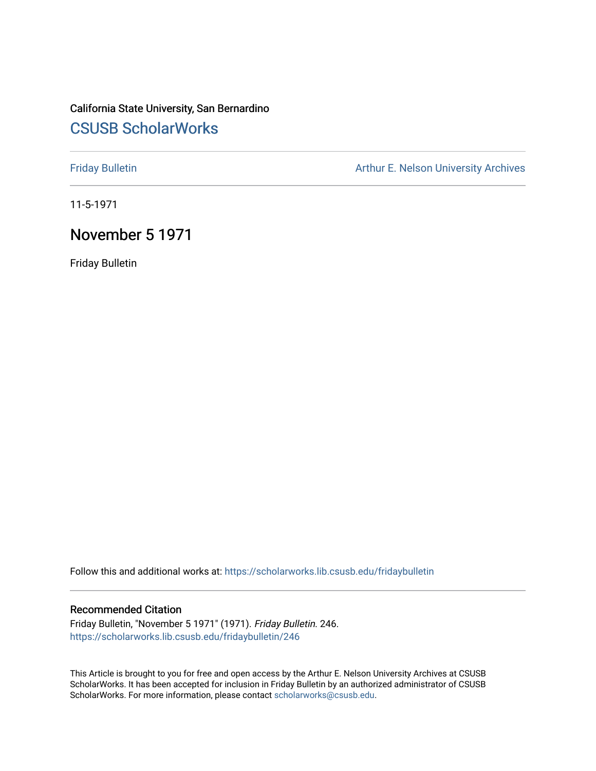California State University, San Bernardino

# CSUSB ScholarWorks

Friday Bulletin

Arthur E. Nelson University Archives

11-5-1971

## November 5 1971

Friday Bulletin

Follow this and additional works at: https://scholarworks.lib.csusb.edu/fridaybulletin

### Recommended Citation

Friday Bulletin, "November 5 1971" (1971). *Friday Bulletin*. 246.
https://scholarworks.lib.csusb.edu/fridaybulletin/246

This Article is brought to you for free and open access by the Arthur E. Nelson University Archives at CSUSB ScholarWorks. It has been accepted for inclusion in Friday Bulletin by an authorized administrator of CSUSB ScholarWorks. For more information, please contact scholarworks@csusb.edu.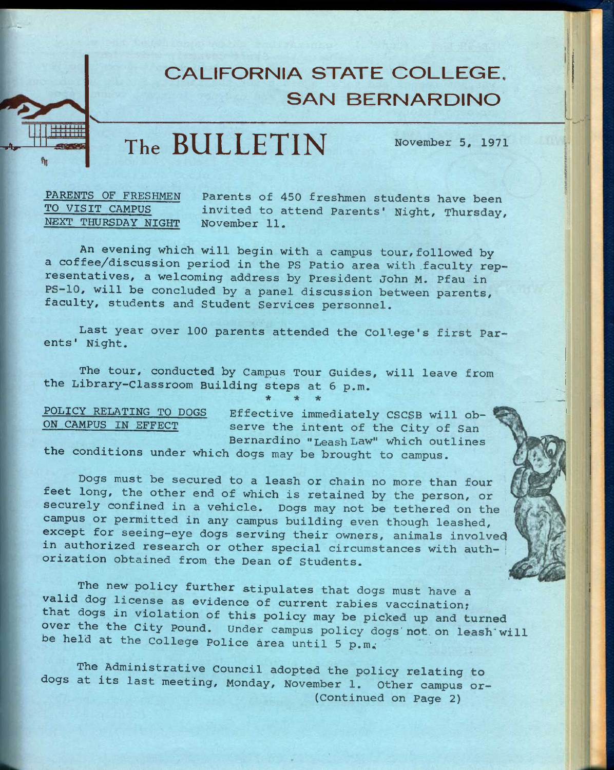# CALIFORNIA STATE COLLEGE, SAN BERNARDINO

# The BULLETIN

November 5, 1971

**PARENTS OF FRESHMEN TO VISIT CAMPUS NEXT THURSDAY NIGHT**

Parents of 450 freshmen students have been invited to attend Parents' Night, Thursday, November 11.

An evening which will begin with a campus tour, followed by a coffee/discussion period in the PS Patio area with faculty representatives, a welcoming address by President John M. Pfau in PS-10, will be concluded by a panel discussion between parents, faculty, students and Student Services personnel.

Last year over 100 parents attended the College's first Parents' Night.

The tour, conducted by Campus Tour Guides, will leave from the Library-Classroom Building steps at 6 p.m.

\* \* \*

**POLICY RELATING TO DOGS ON CAMPUS IN EFFECT**

Effective immediately CSCSB will observe the intent of the City of San Bernardino "Leash Law" which outlines the conditions under which dogs may be brought to campus.

Dogs must be secured to a leash or chain no more than four feet long, the other end of which is retained by the person, or securely confined in a vehicle. Dogs may not be tethered on the campus or permitted in any campus building even though leashed, except for seeing-eye dogs serving their owners, animals involved in authorized research or other special circumstances with authorization obtained from the Dean of Students.

The new policy further stipulates that dogs must have a valid dog license as evidence of current rabies vaccination; that dogs in violation of this policy may be picked up and turned over the the City Pound. Under campus policy dogs not on leash will be held at the College Police area until 5 p.m.

The Administrative Council adopted the policy relating to dogs at its last meeting, Monday, November 1. Other campus or-

(Continued on Page 2)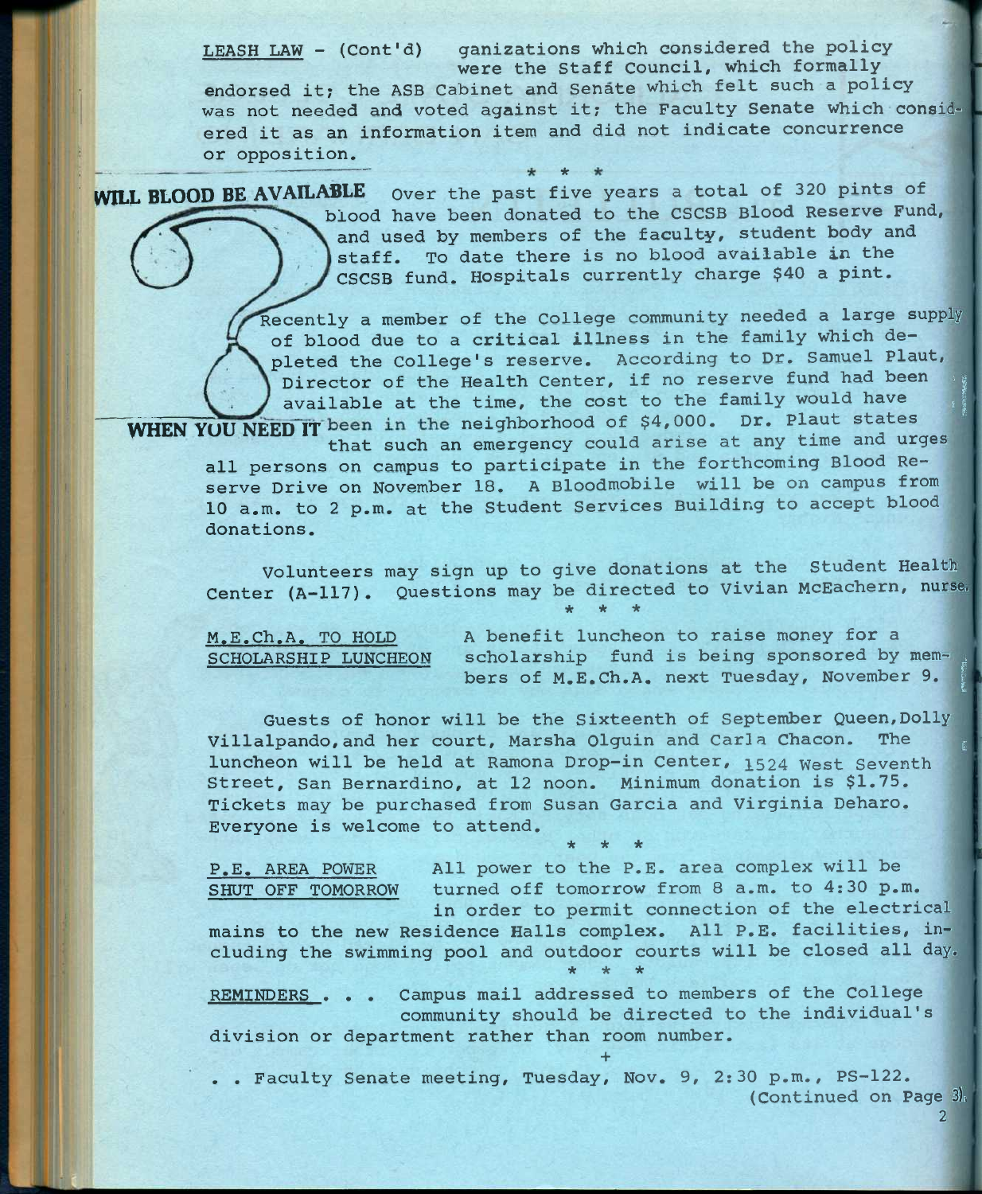LEASH LAW - (Cont'd) ganizations which considered the policy were the Staff Council, which formally endorsed it; the ASB Cabinet and Senate which felt such a policy was not needed and voted against it; the Faculty Senate which considered it as an information item and did not indicate concurrence or opposition.

\* \* \*

**WILL BLOOD BE AVAILABLE WHEN YOU NEED IT**

Over the past five years a total of 320 pints of blood have been donated to the CSCSB Blood Reserve Fund, and used by members of the faculty, student body and staff. To date there is no blood available in the CSCSB fund. Hospitals currently charge $40 a pint.

Recently a member of the College community needed a large supply of blood due to a critical illness in the family which depleted the College's reserve. According to Dr. Samuel Plaut, Director of the Health Center, if no reserve fund had been available at the time, the cost to the family would have been in the neighborhood of $4,000. Dr. Plaut states that such an emergency could arise at any time and urges all persons on campus to participate in the forthcoming Blood Reserve Drive on November 18. A Bloodmobile will be on campus from 10 a.m. to 2 p.m. at the Student Services Building to accept blood donations.

Volunteers may sign up to give donations at the Student Health Center (A-117). Questions may be directed to Vivian McEachern, nurse.

\* \* \*

M.E.Ch.A. TO HOLD SCHOLARSHIP LUNCHEON A benefit luncheon to raise money for a scholarship fund is being sponsored by members of M.E.Ch.A. next Tuesday, November 9.

Guests of honor will be the Sixteenth of September Queen, Dolly Villalpando, and her court, Marsha Olguin and Carla Chacon. The luncheon will be held at Ramona Drop-in Center, 1524 West Seventh Street, San Bernardino, at 12 noon. Minimum donation is $1.75. Tickets may be purchased from Susan Garcia and Virginia Deharo. Everyone is welcome to attend.

\* \* \*

P.E. AREA POWER SHUT OFF TOMORROW All power to the P.E. area complex will be turned off tomorrow from 8 a.m. to 4:30 p.m. in order to permit connection of the electrical mains to the new Residence Halls complex. All P.E. facilities, including the swimming pool and outdoor courts will be closed all day.

\* \* \*

REMINDERS . . . Campus mail addressed to members of the College community should be directed to the individual's division or department rather than room number.

\+

. . Faculty Senate meeting, Tuesday, Nov. 9, 2:30 p.m., PS-122.

(Continued on Page 3)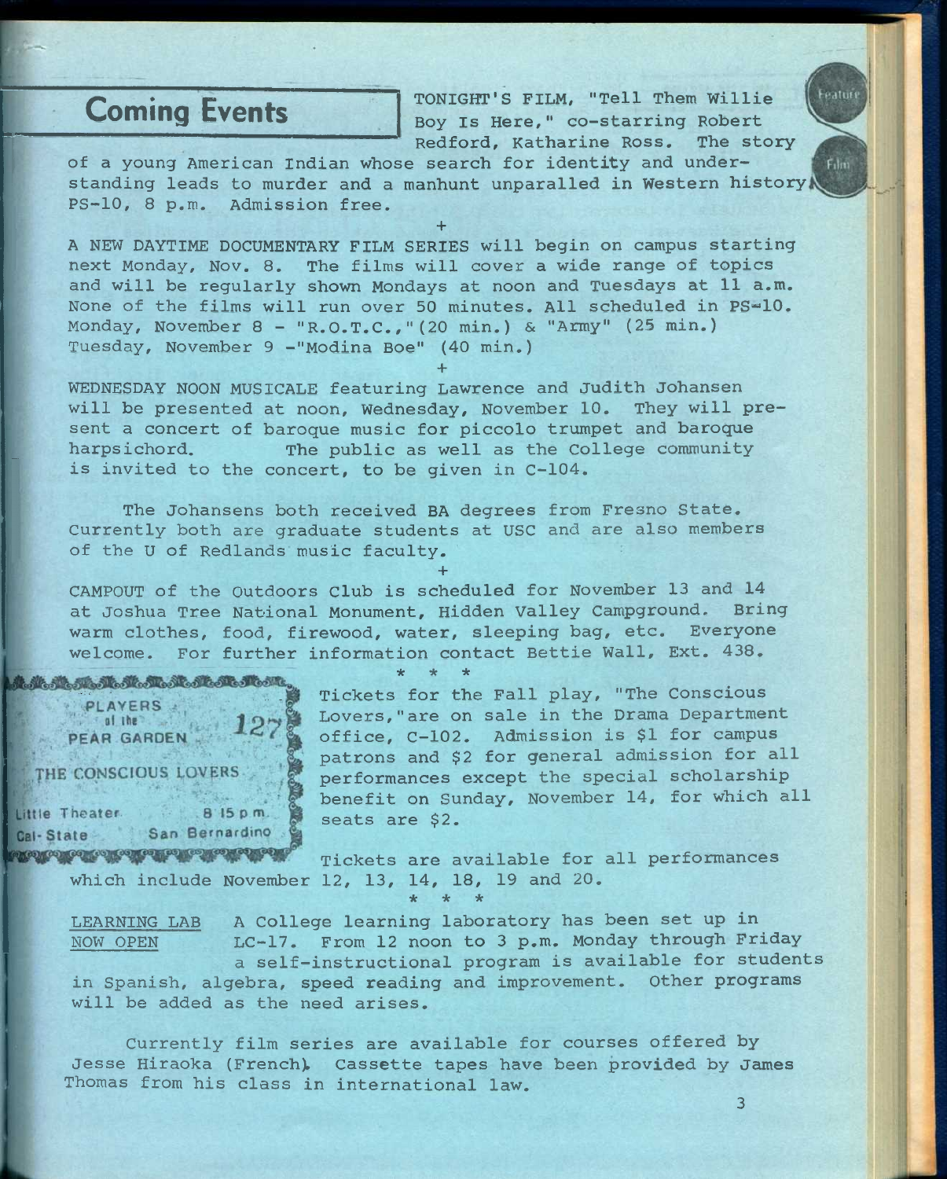# Coming Events

TONIGHT'S FILM, "Tell Them Willie Boy Is Here," co-starring Robert Redford, Katharine Ross. The story of a young American Indian whose search for identity and understanding leads to murder and a manhunt unparalled in Western history. PS-10, 8 p.m. Admission free.

+

A NEW DAYTIME DOCUMENTARY FILM SERIES will begin on campus starting next Monday, Nov. 8. The films will cover a wide range of topics and will be regularly shown Mondays at noon and Tuesdays at 11 a.m. None of the films will run over 50 minutes. All scheduled in PS-10.
Monday, November 8 - "R.O.T.C.,"(20 min.) & "Army" (25 min.)
Tuesday, November 9 -"Modina Boe" (40 min.)

+

WEDNESDAY NOON MUSICALE featuring Lawrence and Judith Johansen will be presented at noon, Wednesday, November 10. They will present a concert of baroque music for piccolo trumpet and baroque harpsichord. The public as well as the College community is invited to the concert, to be given in C-104.

The Johansens both received BA degrees from Fresno State. Currently both are graduate students at USC and are also members of the U of Redlands music faculty.

+

CAMPOUT of the Outdoors Club is scheduled for November 13 and 14 at Joshua Tree National Monument, Hidden Valley Campground. Bring warm clothes, food, firewood, water, sleeping bag, etc. Everyone welcome. For further information contact Bettie Wall, Ext. 438.

\* \* \*

PLAYERS of the PEAR GARDEN 127
THE CONSCIOUS LOVERS
Little Theater 8 15 p m
Cal-State San Bernardino

Tickets for the Fall play, "The Conscious Lovers," are on sale in the Drama Department office, C-102. Admission is $1 for campus patrons and $2 for general admission for all performances except the special scholarship benefit on Sunday, November 14, for which all seats are $2.

Tickets are available for all performances which include November 12, 13, 14, 18, 19 and 20.

\* \* \*

LEARNING LAB NOW OPEN A College learning laboratory has been set up in LC-17. From 12 noon to 3 p.m. Monday through Friday a self-instructional program is available for students in Spanish, algebra, speed reading and improvement. Other programs will be added as the need arises.

Currently film series are available for courses offered by Jesse Hiraoka (French). Cassette tapes have been provided by James Thomas from his class in international law.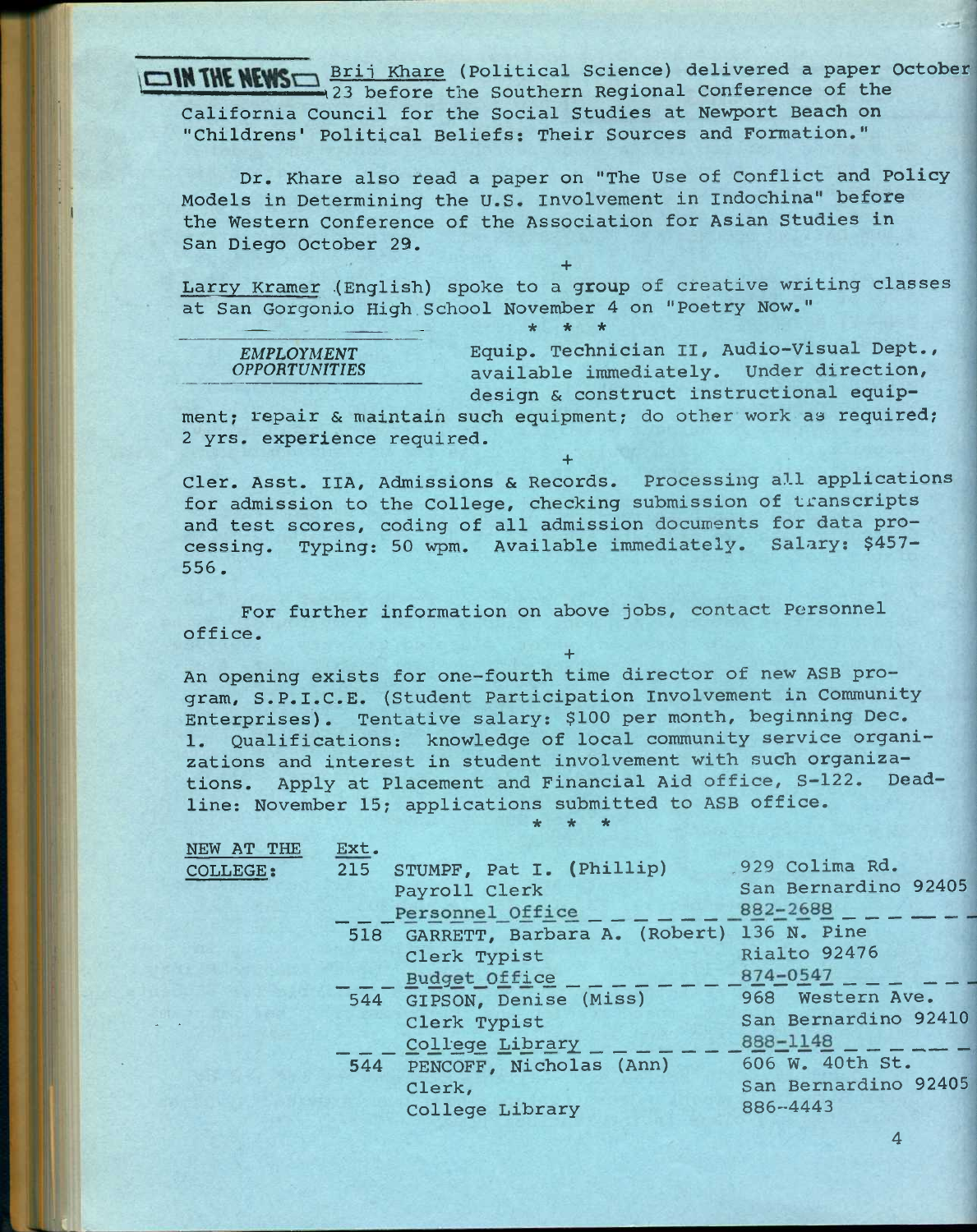**IN THE NEWS** Brij Khare (Political Science) delivered a paper October 23 before the Southern Regional Conference of the California Council for the Social Studies at Newport Beach on "Childrens' Political Beliefs: Their Sources and Formation."

Dr. Khare also read a paper on "The Use of Conflict and Policy Models in Determining the U.S. Involvement in Indochina" before the Western Conference of the Association for Asian Studies in San Diego October 29.

+

Larry Kramer (English) spoke to a group of creative writing classes at San Gorgonio High School November 4 on "Poetry Now."

\* \* \*

*EMPLOYMENT OPPORTUNITIES*

Equip. Technician II, Audio-Visual Dept., available immediately. Under direction, design & construct instructional equipment; repair & maintain such equipment; do other work as required; 2 yrs. experience required.

+

Cler. Asst. IIA, Admissions & Records. Processing all applications for admission to the College, checking submission of transcripts and test scores, coding of all admission documents for data processing. Typing: 50 wpm. Available immediately. Salary: $457-556.

For further information on above jobs, contact Personnel office.

+

An opening exists for one-fourth time director of new ASB program, S.P.I.C.E. (Student Participation Involvement in Community Enterprises). Tentative salary: $100 per month, beginning Dec. 1. Qualifications: knowledge of local community service organizations and interest in student involvement with such organizations. Apply at Placement and Financial Aid office, S-122. Deadline: November 15; applications submitted to ASB office.

\* \* \*

NEW AT THE COLLEGE:

| Ext. | Name / Position | Address / Phone |
|---|---|---|
| 215 | STUMPF, Pat I. (Phillip)<br>Payroll Clerk<br>Personnel Office | 929 Colima Rd.<br>San Bernardino 92405<br>882-2688 |
| 518 | GARRETT, Barbara A. (Robert)<br>Clerk Typist<br>Budget Office | 136 N. Pine<br>Rialto 92476<br>874-0547 |
| 544 | GIPSON, Denise (Miss)<br>Clerk Typist<br>College Library | 968 Western Ave.<br>San Bernardino 92410<br>888-1148 |
| 544 | PENCOFF, Nicholas (Ann)<br>Clerk,<br>College Library | 606 W. 40th St.<br>San Bernardino 92405<br>886-4443 |